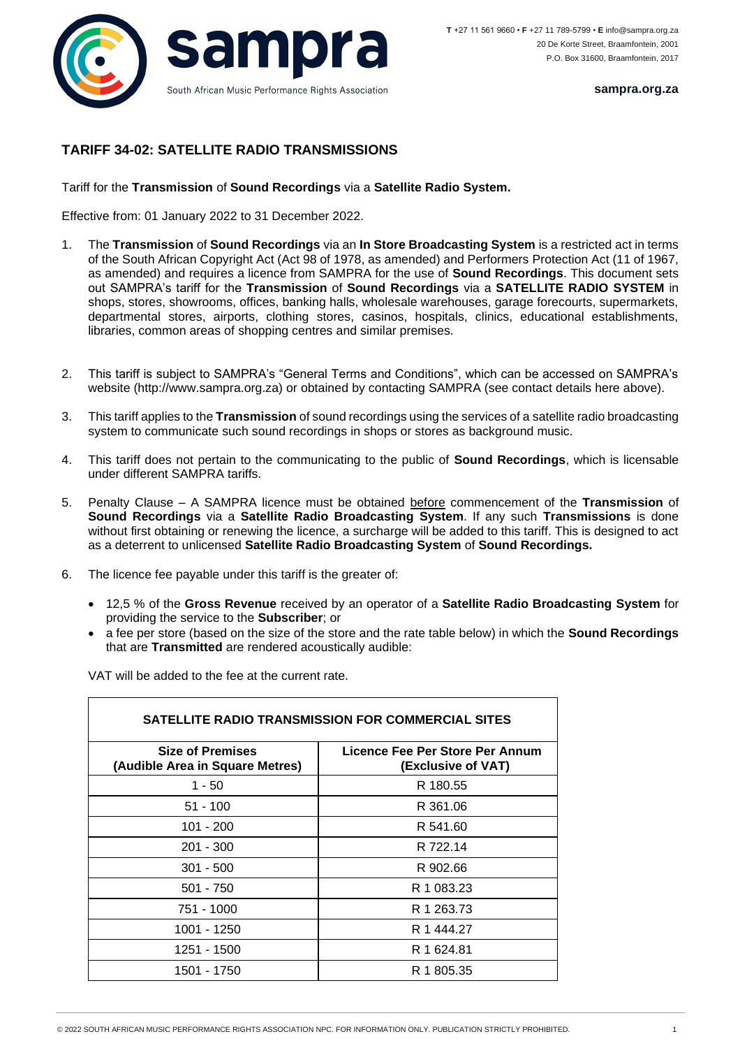sampra

South African Music Performance Rights Association

**T** +27 11 561 9660 • **F** +27 11 789-5799 • **E** info@sampra.org.za
20 De Korte Street, Braamfontein, 2001
P.O. Box 31600, Braamfontein, 2017

**sampra.org.za**

## TARIFF 34-02: SATELLITE RADIO TRANSMISSIONS

Tariff for the **Transmission** of **Sound Recordings** via a **Satellite Radio System.**

Effective from: 01 January 2022 to 31 December 2022.

1. The **Transmission** of **Sound Recordings** via an **In Store Broadcasting System** is a restricted act in terms of the South African Copyright Act (Act 98 of 1978, as amended) and Performers Protection Act (11 of 1967, as amended) and requires a licence from SAMPRA for the use of **Sound Recordings**. This document sets out SAMPRA's tariff for the **Transmission** of **Sound Recordings** via a **SATELLITE RADIO SYSTEM** in shops, stores, showrooms, offices, banking halls, wholesale warehouses, garage forecourts, supermarkets, departmental stores, airports, clothing stores, casinos, hospitals, clinics, educational establishments, libraries, common areas of shopping centres and similar premises.

2. This tariff is subject to SAMPRA's "General Terms and Conditions", which can be accessed on SAMPRA's website (http://www.sampra.org.za) or obtained by contacting SAMPRA (see contact details here above).

3. This tariff applies to the **Transmission** of sound recordings using the services of a satellite radio broadcasting system to communicate such sound recordings in shops or stores as background music.

4. This tariff does not pertain to the communicating to the public of **Sound Recordings**, which is licensable under different SAMPRA tariffs.

5. Penalty Clause – A SAMPRA licence must be obtained before commencement of the **Transmission** of **Sound Recordings** via a **Satellite Radio Broadcasting System**. If any such **Transmissions** is done without first obtaining or renewing the licence, a surcharge will be added to this tariff. This is designed to act as a deterrent to unlicensed **Satellite Radio Broadcasting System** of **Sound Recordings.**

6. The licence fee payable under this tariff is the greater of:

   - 12,5 % of the **Gross Revenue** received by an operator of a **Satellite Radio Broadcasting System** for providing the service to the **Subscriber**; or
   - a fee per store (based on the size of the store and the rate table below) in which the **Sound Recordings** that are **Transmitted** are rendered acoustically audible:

   VAT will be added to the fee at the current rate.

| SATELLITE RADIO TRANSMISSION FOR COMMERCIAL SITES | |
|---|---|
| **Size of Premises (Audible Area in Square Metres)** | **Licence Fee Per Store Per Annum (Exclusive of VAT)** |
| 1 - 50 | R 180.55 |
| 51 - 100 | R 361.06 |
| 101 - 200 | R 541.60 |
| 201 - 300 | R 722.14 |
| 301 - 500 | R 902.66 |
| 501 - 750 | R 1 083.23 |
| 751 - 1000 | R 1 263.73 |
| 1001 - 1250 | R 1 444.27 |
| 1251 - 1500 | R 1 624.81 |
| 1501 - 1750 | R 1 805.35 |

© 2022 SOUTH AFRICAN MUSIC PERFORMANCE RIGHTS ASSOCIATION NPC. FOR INFORMATION ONLY. PUBLICATION STRICTLY PROHIBITED.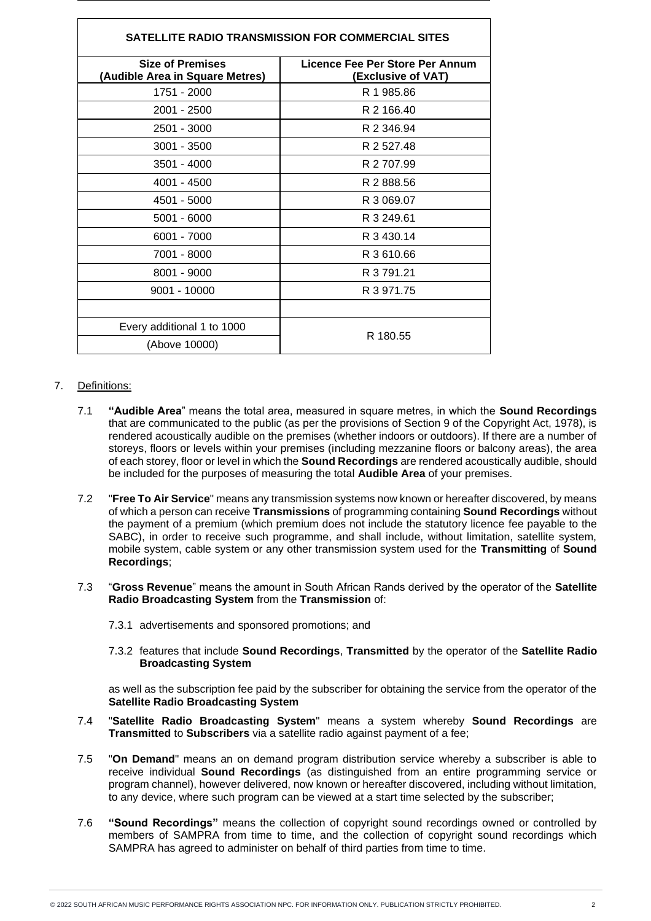| SATELLITE RADIO TRANSMISSION FOR COMMERCIAL SITES | |
|---|---|
| **Size of Premises (Audible Area in Square Metres)** | **Licence Fee Per Store Per Annum (Exclusive of VAT)** |
| 1751 - 2000 | R 1 985.86 |
| 2001 - 2500 | R 2 166.40 |
| 2501 - 3000 | R 2 346.94 |
| 3001 - 3500 | R 2 527.48 |
| 3501 - 4000 | R 2 707.99 |
| 4001 - 4500 | R 2 888.56 |
| 4501 - 5000 | R 3 069.07 |
| 5001 - 6000 | R 3 249.61 |
| 6001 - 7000 | R 3 430.14 |
| 7001 - 8000 | R 3 610.66 |
| 8001 - 9000 | R 3 791.21 |
| 9001 - 10000 | R 3 971.75 |
| | |
| Every additional 1 to 1000 (Above 10000) | R 180.55 |

7. Definitions:

7.1 **"Audible Area**" means the total area, measured in square metres, in which the **Sound Recordings** that are communicated to the public (as per the provisions of Section 9 of the Copyright Act, 1978), is rendered acoustically audible on the premises (whether indoors or outdoors). If there are a number of storeys, floors or levels within your premises (including mezzanine floors or balcony areas), the area of each storey, floor or level in which the **Sound Recordings** are rendered acoustically audible, should be included for the purposes of measuring the total **Audible Area** of your premises.

7.2 "**Free To Air Service**" means any transmission systems now known or hereafter discovered, by means of which a person can receive **Transmissions** of programming containing **Sound Recordings** without the payment of a premium (which premium does not include the statutory licence fee payable to the SABC), in order to receive such programme, and shall include, without limitation, satellite system, mobile system, cable system or any other transmission system used for the **Transmitting** of **Sound Recordings**;

7.3 "**Gross Revenue**" means the amount in South African Rands derived by the operator of the **Satellite Radio Broadcasting System** from the **Transmission** of:

7.3.1 advertisements and sponsored promotions; and

7.3.2 features that include **Sound Recordings**, **Transmitted** by the operator of the **Satellite Radio Broadcasting System**

as well as the subscription fee paid by the subscriber for obtaining the service from the operator of the **Satellite Radio Broadcasting System**

7.4 "**Satellite Radio Broadcasting System**" means a system whereby **Sound Recordings** are **Transmitted** to **Subscribers** via a satellite radio against payment of a fee;

7.5 "**On Demand**" means an on demand program distribution service whereby a subscriber is able to receive individual **Sound Recordings** (as distinguished from an entire programming service or program channel), however delivered, now known or hereafter discovered, including without limitation, to any device, where such program can be viewed at a start time selected by the subscriber;

7.6 **"Sound Recordings"** means the collection of copyright sound recordings owned or controlled by members of SAMPRA from time to time, and the collection of copyright sound recordings which SAMPRA has agreed to administer on behalf of third parties from time to time.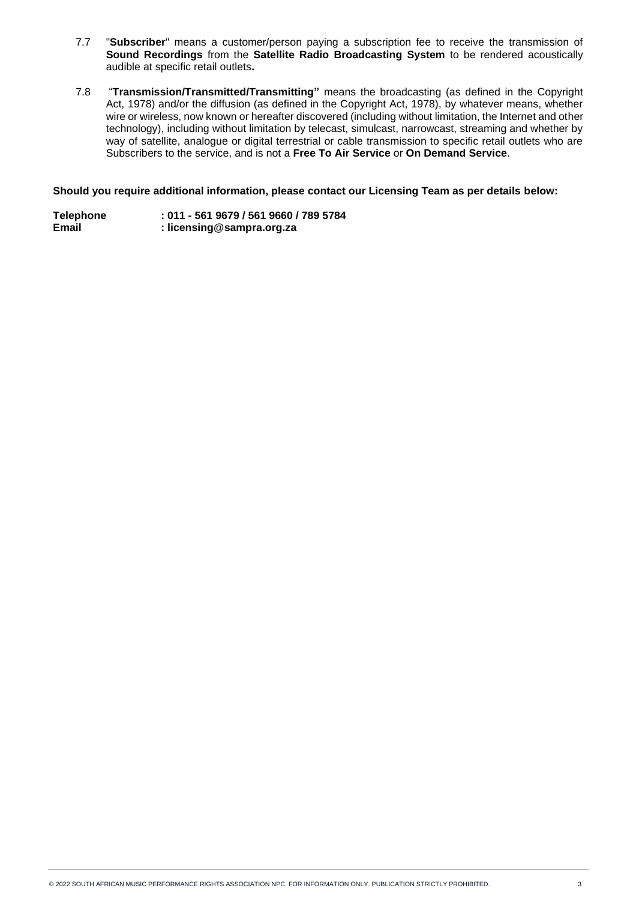7.7 "**Subscriber**" means a customer/person paying a subscription fee to receive the transmission of **Sound Recordings** from the **Satellite Radio Broadcasting System** to be rendered acoustically audible at specific retail outlets**.**

7.8 "**Transmission/Transmitted/Transmitting"** means the broadcasting (as defined in the Copyright Act, 1978) and/or the diffusion (as defined in the Copyright Act, 1978), by whatever means, whether wire or wireless, now known or hereafter discovered (including without limitation, the Internet and other technology), including without limitation by telecast, simulcast, narrowcast, streaming and whether by way of satellite, analogue or digital terrestrial or cable transmission to specific retail outlets who are Subscribers to the service, and is not a **Free To Air Service** or **On Demand Service**.

**Should you require additional information, please contact our Licensing Team as per details below:**

**Telephone : 011 - 561 9679 / 561 9660 / 789 5784**
**Email : licensing@sampra.org.za**